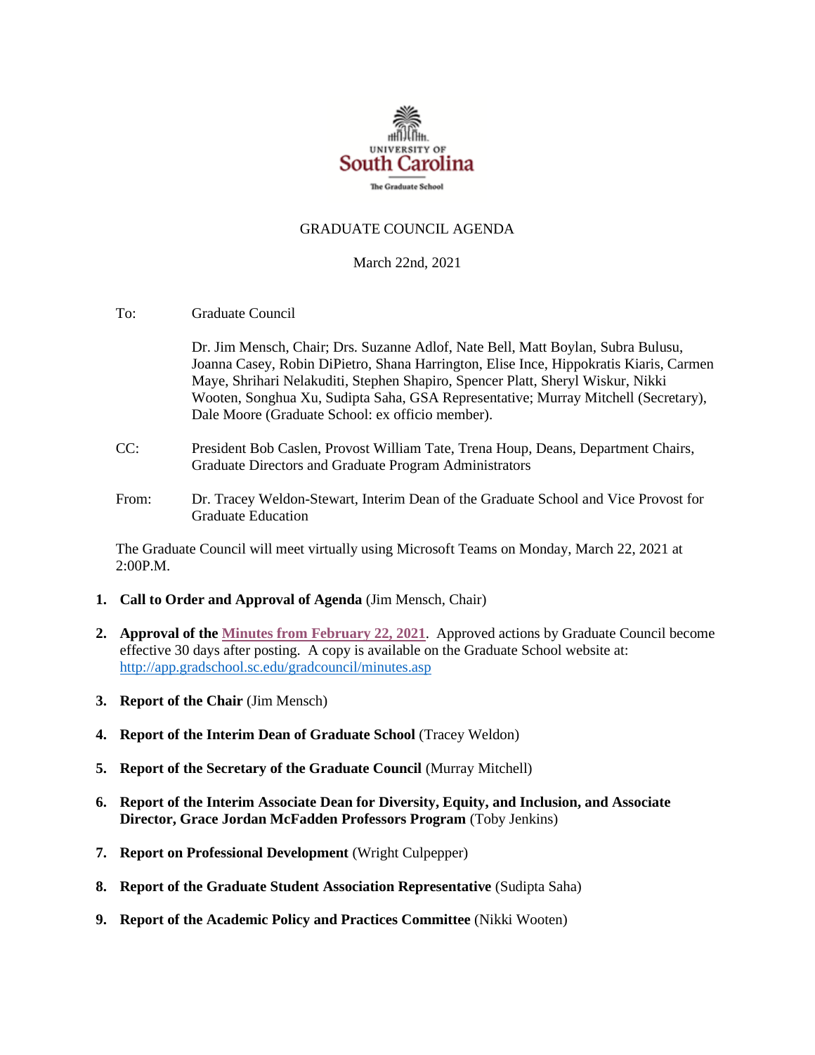UNIVERSITY OF
South Carolina
The Graduate School

# GRADUATE COUNCIL AGENDA

March 22nd, 2021

To: Graduate Council

Dr. Jim Mensch, Chair; Drs. Suzanne Adlof, Nate Bell, Matt Boylan, Subra Bulusu, Joanna Casey, Robin DiPietro, Shana Harrington, Elise Ince, Hippokratis Kiaris, Carmen Maye, Shrihari Nelakuditi, Stephen Shapiro, Spencer Platt, Sheryl Wiskur, Nikki Wooten, Songhua Xu, Sudipta Saha, GSA Representative; Murray Mitchell (Secretary), Dale Moore (Graduate School: ex officio member).

CC: President Bob Caslen, Provost William Tate, Trena Houp, Deans, Department Chairs, Graduate Directors and Graduate Program Administrators

From: Dr. Tracey Weldon-Stewart, Interim Dean of the Graduate School and Vice Provost for Graduate Education

The Graduate Council will meet virtually using Microsoft Teams on Monday, March 22, 2021 at 2:00P.M.

1. **Call to Order and Approval of Agenda** (Jim Mensch, Chair)
2. **Approval of the Minutes from February 22, 2021**. Approved actions by Graduate Council become effective 30 days after posting. A copy is available on the Graduate School website at: http://app.gradschool.sc.edu/gradcouncil/minutes.asp
3. **Report of the Chair** (Jim Mensch)
4. **Report of the Interim Dean of Graduate School** (Tracey Weldon)
5. **Report of the Secretary of the Graduate Council** (Murray Mitchell)
6. **Report of the Interim Associate Dean for Diversity, Equity, and Inclusion, and Associate Director, Grace Jordan McFadden Professors Program** (Toby Jenkins)
7. **Report on Professional Development** (Wright Culpepper)
8. **Report of the Graduate Student Association Representative** (Sudipta Saha)
9. **Report of the Academic Policy and Practices Committee** (Nikki Wooten)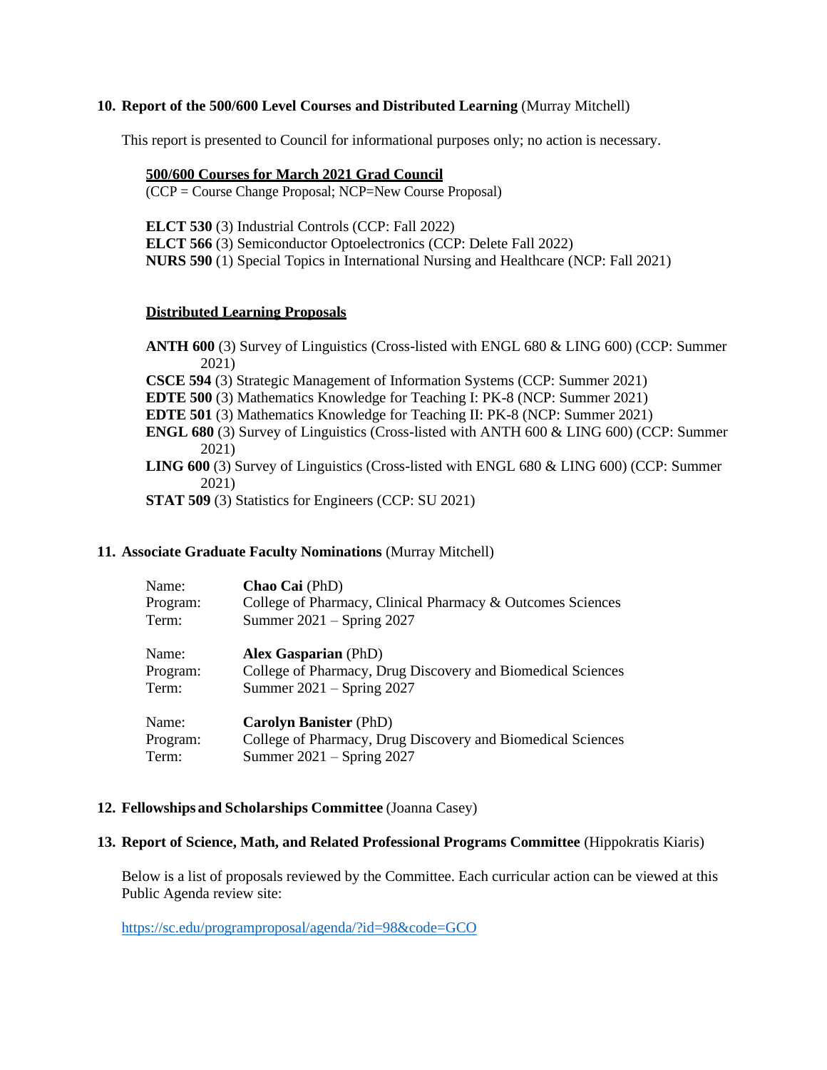**10. Report of the 500/600 Level Courses and Distributed Learning** (Murray Mitchell)

This report is presented to Council for informational purposes only; no action is necessary.

**500/600 Courses for March 2021 Grad Council**

(CCP = Course Change Proposal; NCP=New Course Proposal)

**ELCT 530** (3) Industrial Controls (CCP: Fall 2022)
**ELCT 566** (3) Semiconductor Optoelectronics (CCP: Delete Fall 2022)
**NURS 590** (1) Special Topics in International Nursing and Healthcare (NCP: Fall 2021)

**Distributed Learning Proposals**

**ANTH 600** (3) Survey of Linguistics (Cross-listed with ENGL 680 & LING 600) (CCP: Summer 2021)
**CSCE 594** (3) Strategic Management of Information Systems (CCP: Summer 2021)
**EDTE 500** (3) Mathematics Knowledge for Teaching I: PK-8 (NCP: Summer 2021)
**EDTE 501** (3) Mathematics Knowledge for Teaching II: PK-8 (NCP: Summer 2021)
**ENGL 680** (3) Survey of Linguistics (Cross-listed with ANTH 600 & LING 600) (CCP: Summer 2021)
**LING 600** (3) Survey of Linguistics (Cross-listed with ENGL 680 & LING 600) (CCP: Summer 2021)
**STAT 509** (3) Statistics for Engineers (CCP: SU 2021)

**11. Associate Graduate Faculty Nominations** (Murray Mitchell)

Name: **Chao Cai** (PhD)
Program: College of Pharmacy, Clinical Pharmacy & Outcomes Sciences
Term: Summer 2021 – Spring 2027

Name: **Alex Gasparian** (PhD)
Program: College of Pharmacy, Drug Discovery and Biomedical Sciences
Term: Summer 2021 – Spring 2027

Name: **Carolyn Banister** (PhD)
Program: College of Pharmacy, Drug Discovery and Biomedical Sciences
Term: Summer 2021 – Spring 2027

**12. Fellowships and Scholarships Committee** (Joanna Casey)

**13. Report of Science, Math, and Related Professional Programs Committee** (Hippokratis Kiaris)

Below is a list of proposals reviewed by the Committee. Each curricular action can be viewed at this Public Agenda review site:

https://sc.edu/programproposal/agenda/?id=98&code=GCO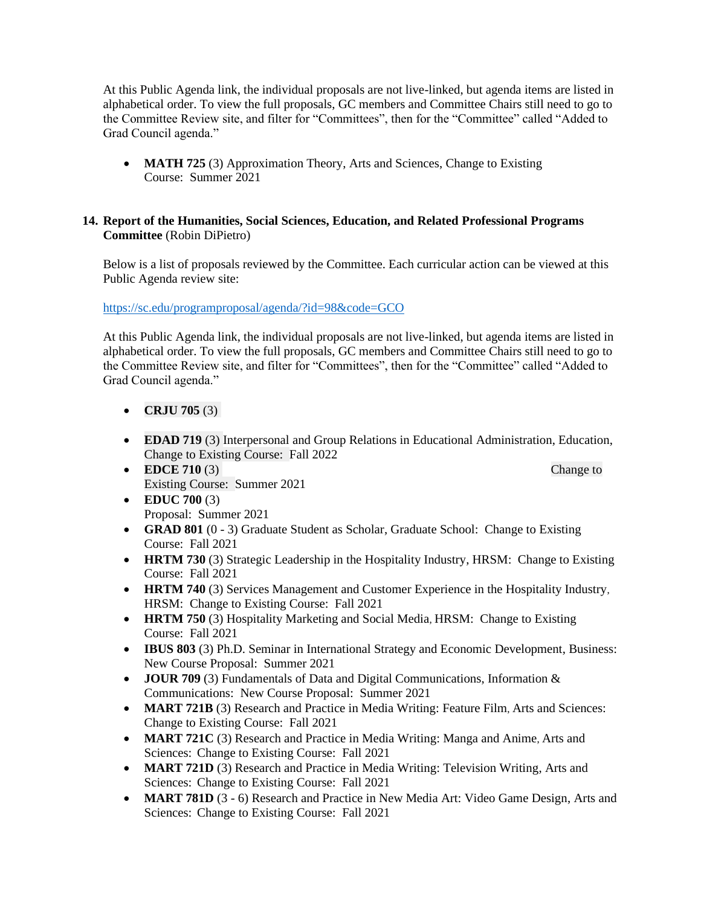At this Public Agenda link, the individual proposals are not live-linked, but agenda items are listed in alphabetical order. To view the full proposals, GC members and Committee Chairs still need to go to the Committee Review site, and filter for "Committees", then for the "Committee" called "Added to Grad Council agenda."

- **MATH 725** (3) Approximation Theory, Arts and Sciences, Change to Existing Course: Summer 2021

**14. Report of the Humanities, Social Sciences, Education, and Related Professional Programs Committee** (Robin DiPietro)

Below is a list of proposals reviewed by the Committee. Each curricular action can be viewed at this Public Agenda review site:

https://sc.edu/programproposal/agenda/?id=98&code=GCO

At this Public Agenda link, the individual proposals are not live-linked, but agenda items are listed in alphabetical order. To view the full proposals, GC members and Committee Chairs still need to go to the Committee Review site, and filter for "Committees", then for the "Committee" called "Added to Grad Council agenda."

- **CRJU 705** (3)

- **EDAD 719** (3) Interpersonal and Group Relations in Educational Administration, Education, Change to Existing Course: Fall 2022
- **EDCE 710** (3) Change to Existing Course: Summer 2021
- **EDUC 700** (3) Proposal: Summer 2021
- **GRAD 801** (0 - 3) Graduate Student as Scholar, Graduate School: Change to Existing Course: Fall 2021
- **HRTM 730** (3) Strategic Leadership in the Hospitality Industry, HRSM: Change to Existing Course: Fall 2021
- **HRTM 740** (3) Services Management and Customer Experience in the Hospitality Industry, HRSM: Change to Existing Course: Fall 2021
- **HRTM 750** (3) Hospitality Marketing and Social Media, HRSM: Change to Existing Course: Fall 2021
- **IBUS 803** (3) Ph.D. Seminar in International Strategy and Economic Development, Business: New Course Proposal: Summer 2021
- **JOUR 709** (3) Fundamentals of Data and Digital Communications, Information & Communications: New Course Proposal: Summer 2021
- **MART 721B** (3) Research and Practice in Media Writing: Feature Film, Arts and Sciences: Change to Existing Course: Fall 2021
- **MART 721C** (3) Research and Practice in Media Writing: Manga and Anime, Arts and Sciences: Change to Existing Course: Fall 2021
- **MART 721D** (3) Research and Practice in Media Writing: Television Writing, Arts and Sciences: Change to Existing Course: Fall 2021
- **MART 781D** (3 - 6) Research and Practice in New Media Art: Video Game Design, Arts and Sciences: Change to Existing Course: Fall 2021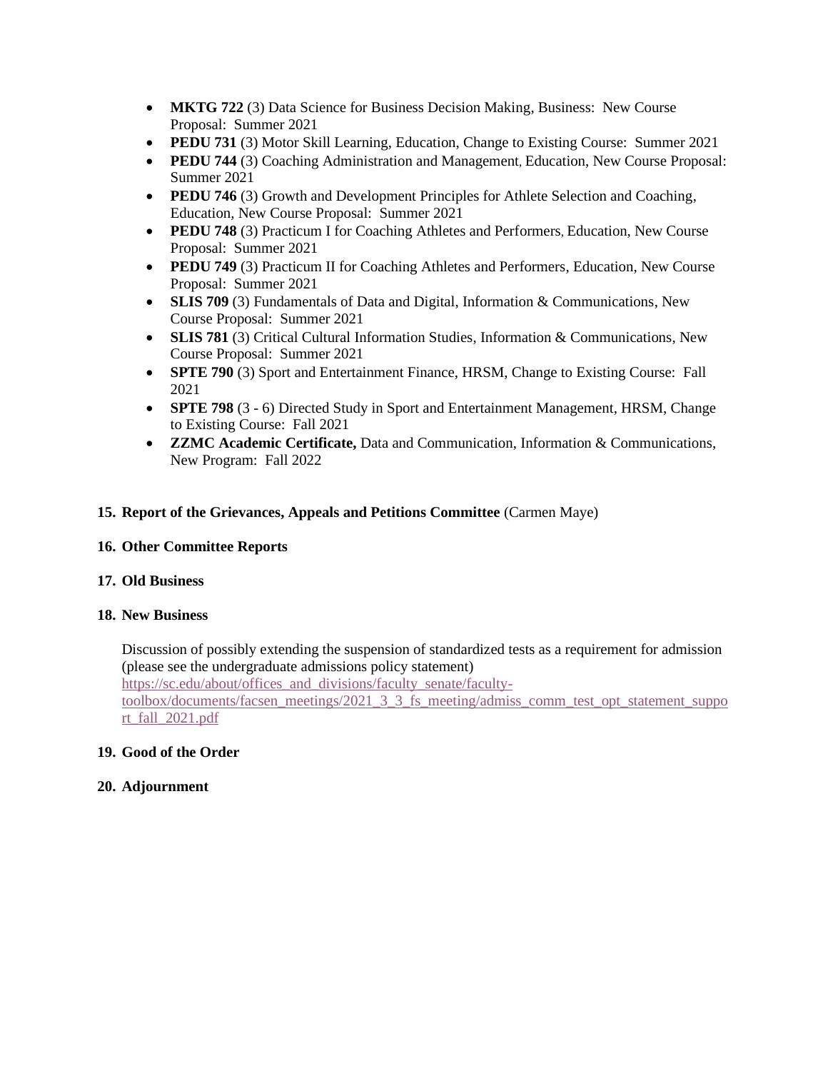- **MKTG 722** (3) Data Science for Business Decision Making, Business: New Course Proposal: Summer 2021
- **PEDU 731** (3) Motor Skill Learning, Education, Change to Existing Course: Summer 2021
- **PEDU 744** (3) Coaching Administration and Management, Education, New Course Proposal: Summer 2021
- **PEDU 746** (3) Growth and Development Principles for Athlete Selection and Coaching, Education, New Course Proposal: Summer 2021
- **PEDU 748** (3) Practicum I for Coaching Athletes and Performers, Education, New Course Proposal: Summer 2021
- **PEDU 749** (3) Practicum II for Coaching Athletes and Performers, Education, New Course Proposal: Summer 2021
- **SLIS 709** (3) Fundamentals of Data and Digital, Information & Communications, New Course Proposal: Summer 2021
- **SLIS 781** (3) Critical Cultural Information Studies, Information & Communications, New Course Proposal: Summer 2021
- **SPTE 790** (3) Sport and Entertainment Finance, HRSM, Change to Existing Course: Fall 2021
- **SPTE 798** (3 - 6) Directed Study in Sport and Entertainment Management, HRSM, Change to Existing Course: Fall 2021
- **ZZMC Academic Certificate,** Data and Communication, Information & Communications, New Program: Fall 2022

**15. Report of the Grievances, Appeals and Petitions Committee** (Carmen Maye)

**16. Other Committee Reports**

**17. Old Business**

**18. New Business**

Discussion of possibly extending the suspension of standardized tests as a requirement for admission (please see the undergraduate admissions policy statement)
https://sc.edu/about/offices_and_divisions/faculty_senate/faculty-toolbox/documents/facsen_meetings/2021_3_3_fs_meeting/admiss_comm_test_opt_statement_support_fall_2021.pdf

**19. Good of the Order**

**20. Adjournment**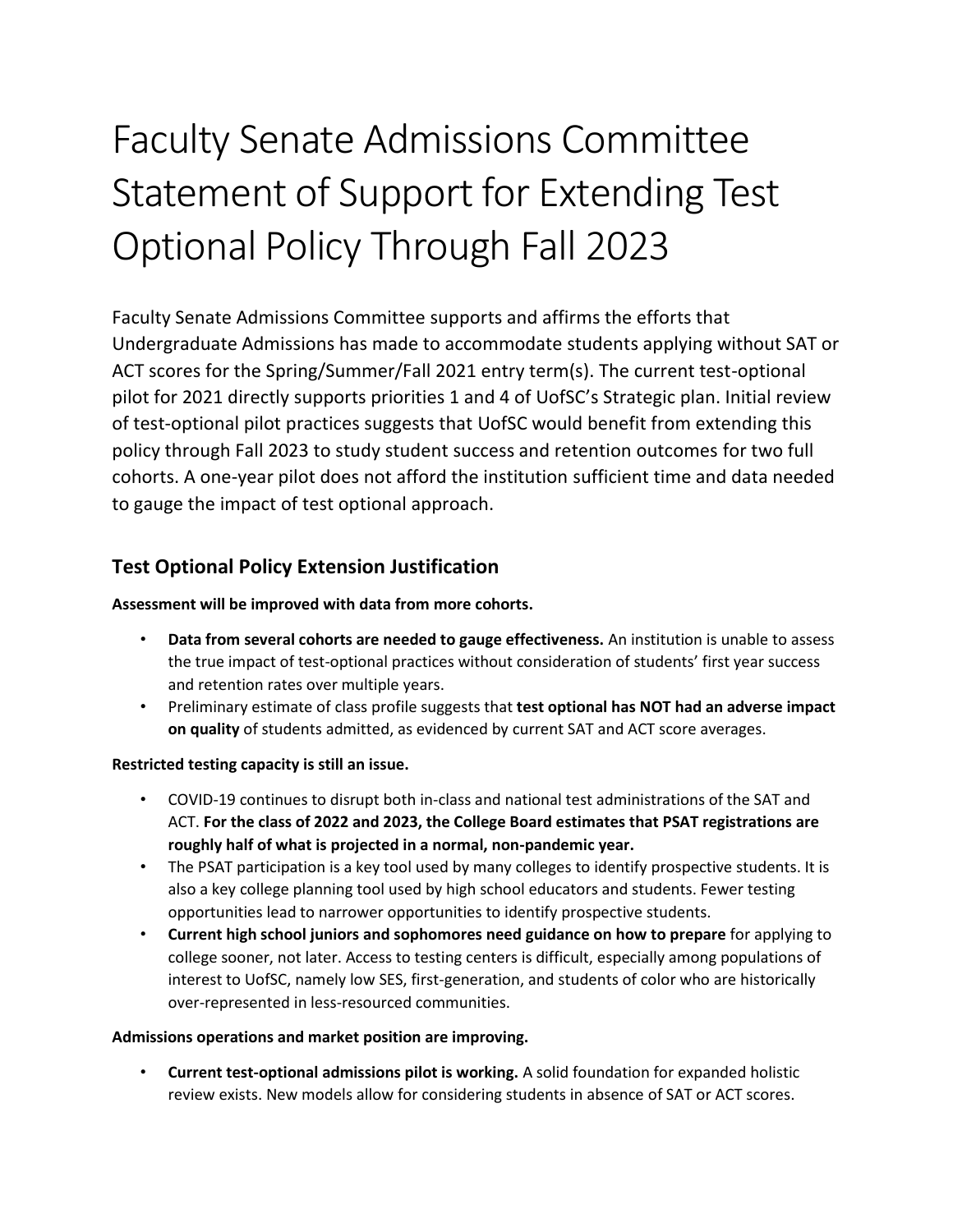# Faculty Senate Admissions Committee Statement of Support for Extending Test Optional Policy Through Fall 2023

Faculty Senate Admissions Committee supports and affirms the efforts that Undergraduate Admissions has made to accommodate students applying without SAT or ACT scores for the Spring/Summer/Fall 2021 entry term(s). The current test-optional pilot for 2021 directly supports priorities 1 and 4 of UofSC's Strategic plan. Initial review of test-optional pilot practices suggests that UofSC would benefit from extending this policy through Fall 2023 to study student success and retention outcomes for two full cohorts. A one-year pilot does not afford the institution sufficient time and data needed to gauge the impact of test optional approach.

## Test Optional Policy Extension Justification

**Assessment will be improved with data from more cohorts.**

- **Data from several cohorts are needed to gauge effectiveness.** An institution is unable to assess the true impact of test-optional practices without consideration of students' first year success and retention rates over multiple years.
- Preliminary estimate of class profile suggests that **test optional has NOT had an adverse impact on quality** of students admitted, as evidenced by current SAT and ACT score averages.

**Restricted testing capacity is still an issue.**

- COVID-19 continues to disrupt both in-class and national test administrations of the SAT and ACT. **For the class of 2022 and 2023, the College Board estimates that PSAT registrations are roughly half of what is projected in a normal, non-pandemic year.**
- The PSAT participation is a key tool used by many colleges to identify prospective students. It is also a key college planning tool used by high school educators and students. Fewer testing opportunities lead to narrower opportunities to identify prospective students.
- **Current high school juniors and sophomores need guidance on how to prepare** for applying to college sooner, not later. Access to testing centers is difficult, especially among populations of interest to UofSC, namely low SES, first-generation, and students of color who are historically over-represented in less-resourced communities.

**Admissions operations and market position are improving.**

- **Current test-optional admissions pilot is working.** A solid foundation for expanded holistic review exists. New models allow for considering students in absence of SAT or ACT scores.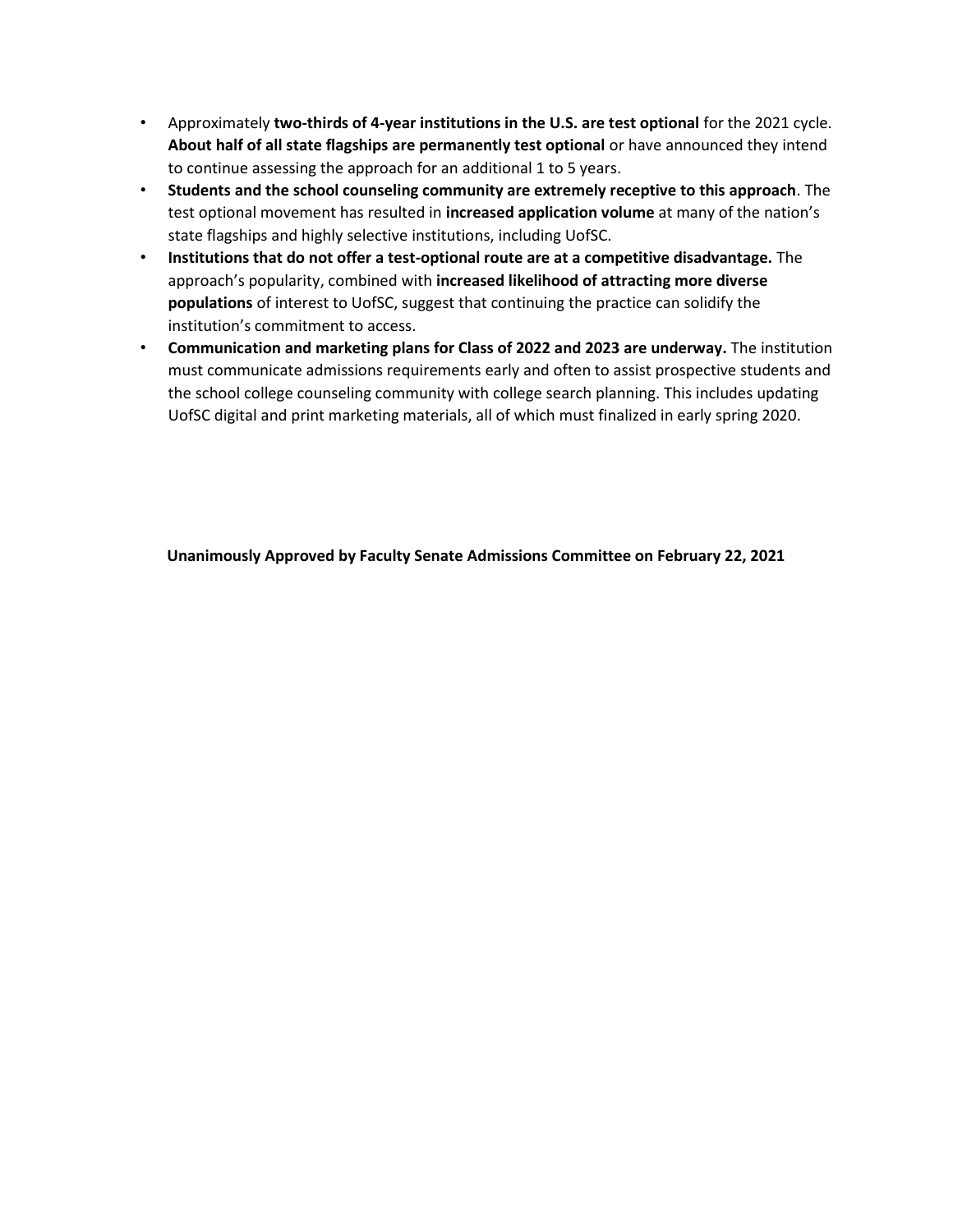- Approximately **two-thirds of 4-year institutions in the U.S. are test optional** for the 2021 cycle. **About half of all state flagships are permanently test optional** or have announced they intend to continue assessing the approach for an additional 1 to 5 years.
- **Students and the school counseling community are extremely receptive to this approach**. The test optional movement has resulted in **increased application volume** at many of the nation's state flagships and highly selective institutions, including UofSC.
- **Institutions that do not offer a test-optional route are at a competitive disadvantage.** The approach's popularity, combined with **increased likelihood of attracting more diverse populations** of interest to UofSC, suggest that continuing the practice can solidify the institution's commitment to access.
- **Communication and marketing plans for Class of 2022 and 2023 are underway.** The institution must communicate admissions requirements early and often to assist prospective students and the school college counseling community with college search planning. This includes updating UofSC digital and print marketing materials, all of which must finalized in early spring 2020.

**Unanimously Approved by Faculty Senate Admissions Committee on February 22, 2021**